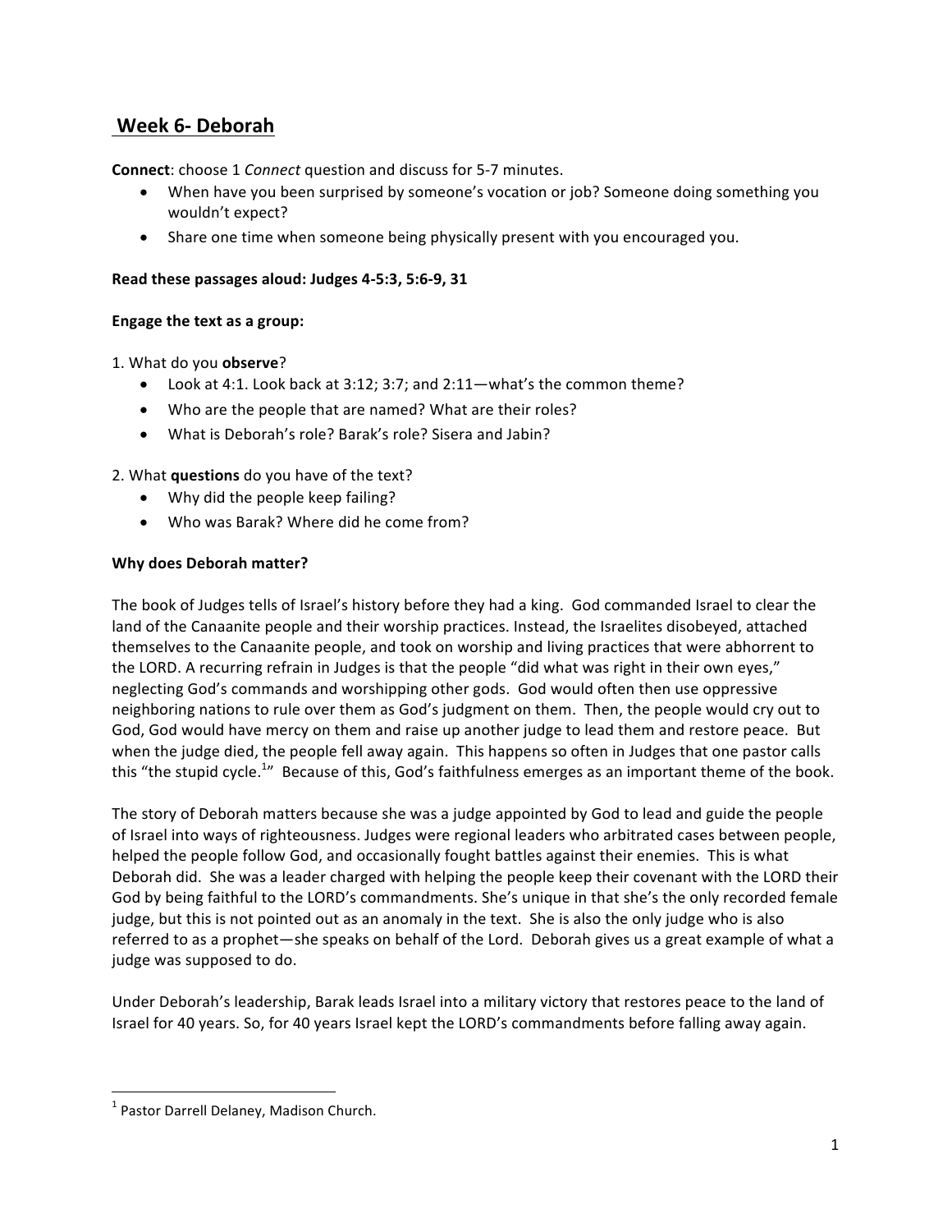## Week 6- Deborah

**Connect**: choose 1 *Connect* question and discuss for 5-7 minutes.

- When have you been surprised by someone's vocation or job? Someone doing something you wouldn't expect?
- Share one time when someone being physically present with you encouraged you.

**Read these passages aloud: Judges 4-5:3, 5:6-9, 31**

**Engage the text as a group:**

1. What do you **observe**?
   - Look at 4:1. Look back at 3:12; 3:7; and 2:11—what's the common theme?
   - Who are the people that are named? What are their roles?
   - What is Deborah's role? Barak's role? Sisera and Jabin?

2. What **questions** do you have of the text?
   - Why did the people keep failing?
   - Who was Barak? Where did he come from?

**Why does Deborah matter?**

The book of Judges tells of Israel's history before they had a king. God commanded Israel to clear the land of the Canaanite people and their worship practices. Instead, the Israelites disobeyed, attached themselves to the Canaanite people, and took on worship and living practices that were abhorrent to the LORD. A recurring refrain in Judges is that the people "did what was right in their own eyes," neglecting God's commands and worshipping other gods. God would often then use oppressive neighboring nations to rule over them as God's judgment on them. Then, the people would cry out to God, God would have mercy on them and raise up another judge to lead them and restore peace. But when the judge died, the people fell away again. This happens so often in Judges that one pastor calls this "the stupid cycle.[1]" Because of this, God's faithfulness emerges as an important theme of the book.

The story of Deborah matters because she was a judge appointed by God to lead and guide the people of Israel into ways of righteousness. Judges were regional leaders who arbitrated cases between people, helped the people follow God, and occasionally fought battles against their enemies. This is what Deborah did. She was a leader charged with helping the people keep their covenant with the LORD their God by being faithful to the LORD's commandments. She's unique in that she's the only recorded female judge, but this is not pointed out as an anomaly in the text. She is also the only judge who is also referred to as a prophet—she speaks on behalf of the Lord. Deborah gives us a great example of what a judge was supposed to do.

Under Deborah's leadership, Barak leads Israel into a military victory that restores peace to the land of Israel for 40 years. So, for 40 years Israel kept the LORD's commandments before falling away again.

---

[1] Pastor Darrell Delaney, Madison Church.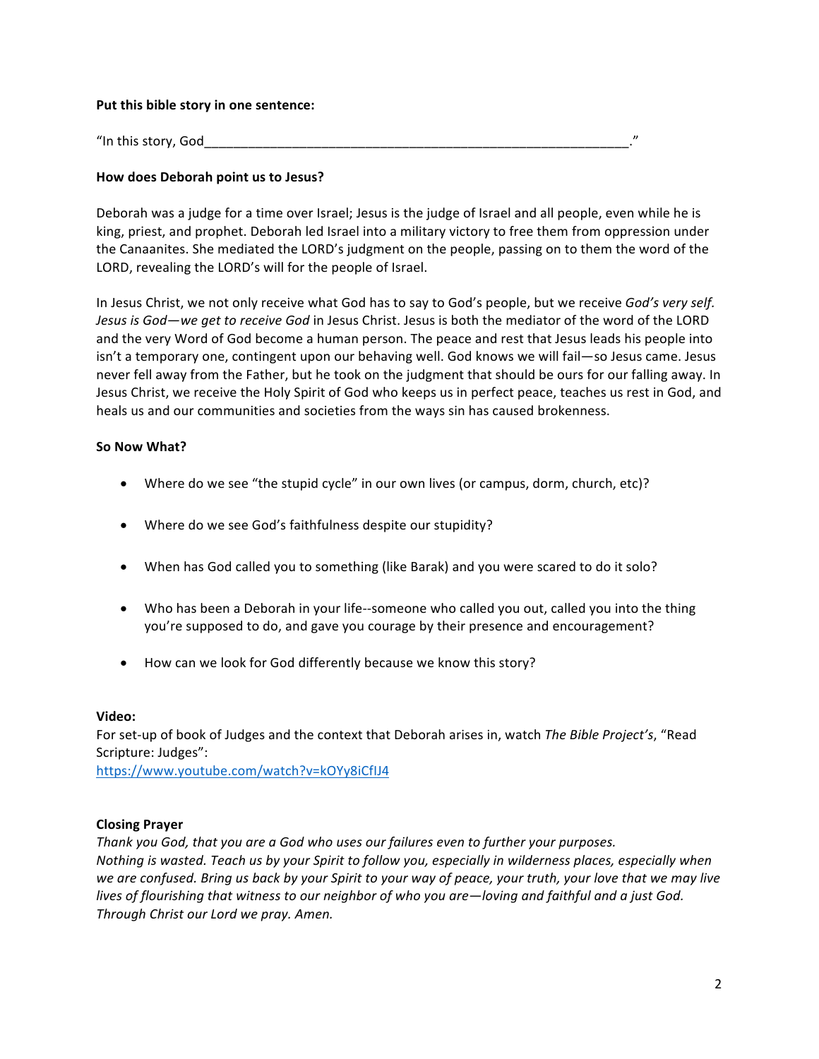**Put this bible story in one sentence:**

"In this story, God\_\_\_\_\_\_\_\_\_\_\_\_\_\_\_\_\_\_\_\_\_\_\_\_\_\_\_\_\_\_\_\_\_\_\_\_\_\_\_\_\_\_\_\_\_\_\_\_\_\_\_\_\_\_\_\_\_\_\_\_."

**How does Deborah point us to Jesus?**

Deborah was a judge for a time over Israel; Jesus is the judge of Israel and all people, even while he is king, priest, and prophet. Deborah led Israel into a military victory to free them from oppression under the Canaanites. She mediated the LORD's judgment on the people, passing on to them the word of the LORD, revealing the LORD's will for the people of Israel.

In Jesus Christ, we not only receive what God has to say to God's people, but we receive *God's very self. Jesus is God—we get to receive God* in Jesus Christ. Jesus is both the mediator of the word of the LORD and the very Word of God become a human person. The peace and rest that Jesus leads his people into isn't a temporary one, contingent upon our behaving well. God knows we will fail—so Jesus came. Jesus never fell away from the Father, but he took on the judgment that should be ours for our falling away. In Jesus Christ, we receive the Holy Spirit of God who keeps us in perfect peace, teaches us rest in God, and heals us and our communities and societies from the ways sin has caused brokenness.

**So Now What?**

- Where do we see "the stupid cycle" in our own lives (or campus, dorm, church, etc)?
- Where do we see God's faithfulness despite our stupidity?
- When has God called you to something (like Barak) and you were scared to do it solo?
- Who has been a Deborah in your life--someone who called you out, called you into the thing you're supposed to do, and gave you courage by their presence and encouragement?
- How can we look for God differently because we know this story?

**Video:**
For set-up of book of Judges and the context that Deborah arises in, watch *The Bible Project's*, "Read Scripture: Judges":
https://www.youtube.com/watch?v=kOYy8iCfIJ4

**Closing Prayer**
*Thank you God, that you are a God who uses our failures even to further your purposes. Nothing is wasted. Teach us by your Spirit to follow you, especially in wilderness places, especially when we are confused. Bring us back by your Spirit to your way of peace, your truth, your love that we may live lives of flourishing that witness to our neighbor of who you are—loving and faithful and a just God. Through Christ our Lord we pray. Amen.*